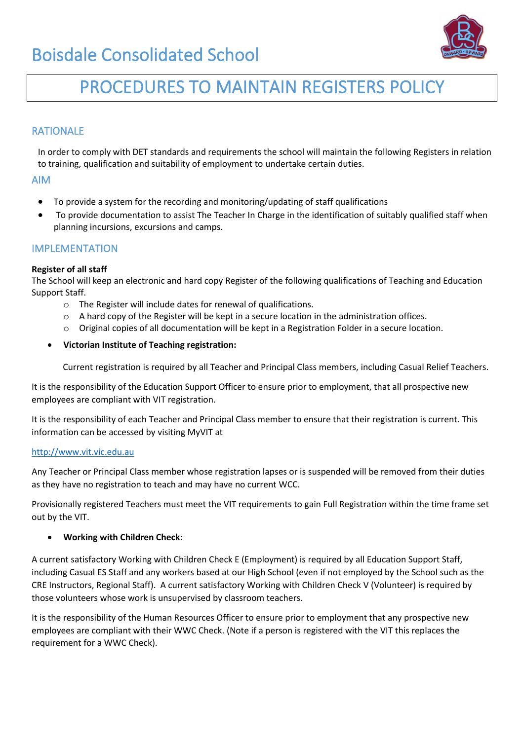# Boisdale Consolidated School

## PROCEDURES TO MAINTAIN REGISTERS POLICY

### RATIONALE

In order to comply with DET standards and requirements the school will maintain the following Registers in relation to training, qualification and suitability of employment to undertake certain duties.

### AIM

- To provide a system for the recording and monitoring/updating of staff qualifications
- To provide documentation to assist The Teacher In Charge in the identification of suitably qualified staff when planning incursions, excursions and camps.

### IMPLEMENTATION

**Register of all staff**
The School will keep an electronic and hard copy Register of the following qualifications of Teaching and Education Support Staff.

- The Register will include dates for renewal of qualifications.
- A hard copy of the Register will be kept in a secure location in the administration offices.
- Original copies of all documentation will be kept in a Registration Folder in a secure location.

- **Victorian Institute of Teaching registration:**

  Current registration is required by all Teacher and Principal Class members, including Casual Relief Teachers.

It is the responsibility of the Education Support Officer to ensure prior to employment, that all prospective new employees are compliant with VIT registration.

It is the responsibility of each Teacher and Principal Class member to ensure that their registration is current. This information can be accessed by visiting MyVIT at

http://www.vit.vic.edu.au

Any Teacher or Principal Class member whose registration lapses or is suspended will be removed from their duties as they have no registration to teach and may have no current WCC.

Provisionally registered Teachers must meet the VIT requirements to gain Full Registration within the time frame set out by the VIT.

- **Working with Children Check:**

A current satisfactory Working with Children Check E (Employment) is required by all Education Support Staff, including Casual ES Staff and any workers based at our High School (even if not employed by the School such as the CRE Instructors, Regional Staff). A current satisfactory Working with Children Check V (Volunteer) is required by those volunteers whose work is unsupervised by classroom teachers.

It is the responsibility of the Human Resources Officer to ensure prior to employment that any prospective new employees are compliant with their WWC Check. (Note if a person is registered with the VIT this replaces the requirement for a WWC Check).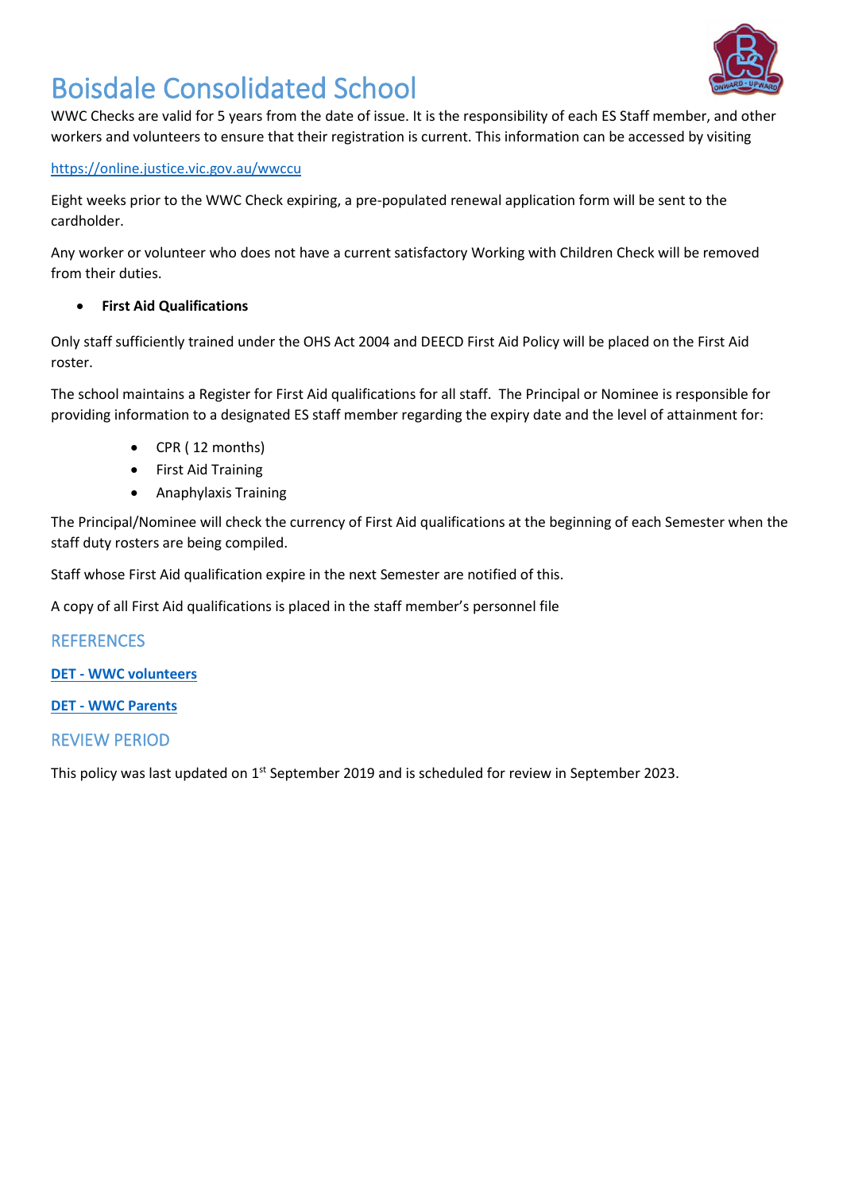# Boisdale Consolidated School

WWC Checks are valid for 5 years from the date of issue. It is the responsibility of each ES Staff member, and other workers and volunteers to ensure that their registration is current. This information can be accessed by visiting

https://online.justice.vic.gov.au/wwccu

Eight weeks prior to the WWC Check expiring, a pre-populated renewal application form will be sent to the cardholder.

Any worker or volunteer who does not have a current satisfactory Working with Children Check will be removed from their duties.

- **First Aid Qualifications**

Only staff sufficiently trained under the OHS Act 2004 and DEECD First Aid Policy will be placed on the First Aid roster.

The school maintains a Register for First Aid qualifications for all staff. The Principal or Nominee is responsible for providing information to a designated ES staff member regarding the expiry date and the level of attainment for:

- CPR ( 12 months)
- First Aid Training
- Anaphylaxis Training

The Principal/Nominee will check the currency of First Aid qualifications at the beginning of each Semester when the staff duty rosters are being compiled.

Staff whose First Aid qualification expire in the next Semester are notified of this.

A copy of all First Aid qualifications is placed in the staff member's personnel file

## REFERENCES

**DET - WWC volunteers**

**DET - WWC Parents**

## REVIEW PERIOD

This policy was last updated on 1st September 2019 and is scheduled for review in September 2023.